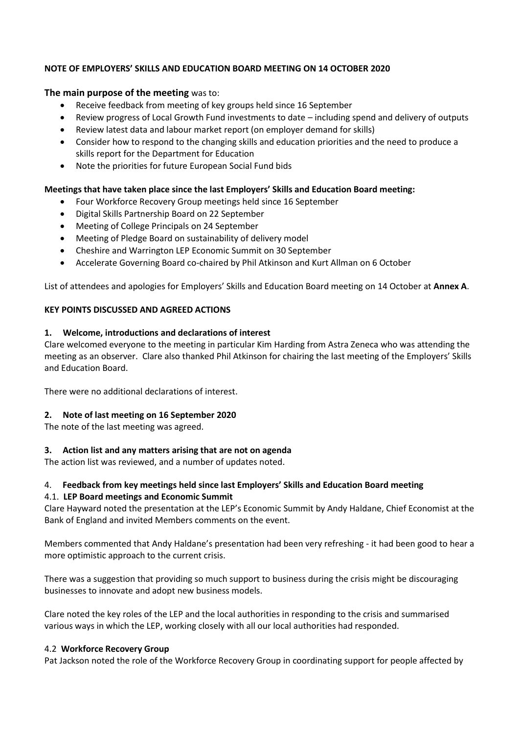**NOTE OF EMPLOYERS' SKILLS AND EDUCATION BOARD MEETING ON 14 OCTOBER 2020**

**The main purpose of the meeting** was to:

- Receive feedback from meeting of key groups held since 16 September
- Review progress of Local Growth Fund investments to date – including spend and delivery of outputs
- Review latest data and labour market report (on employer demand for skills)
- Consider how to respond to the changing skills and education priorities and the need to produce a skills report for the Department for Education
- Note the priorities for future European Social Fund bids

**Meetings that have taken place since the last Employers' Skills and Education Board meeting:**

- Four Workforce Recovery Group meetings held since 16 September
- Digital Skills Partnership Board on 22 September
- Meeting of College Principals on 24 September
- Meeting of Pledge Board on sustainability of delivery model
- Cheshire and Warrington LEP Economic Summit on 30 September
- Accelerate Governing Board co-chaired by Phil Atkinson and Kurt Allman on 6 October

List of attendees and apologies for Employers' Skills and Education Board meeting on 14 October at **Annex A**.

**KEY POINTS DISCUSSED AND AGREED ACTIONS**

**1. Welcome, introductions and declarations of interest**

Clare welcomed everyone to the meeting in particular Kim Harding from Astra Zeneca who was attending the meeting as an observer. Clare also thanked Phil Atkinson for chairing the last meeting of the Employers' Skills and Education Board.

There were no additional declarations of interest.

**2. Note of last meeting on 16 September 2020**

The note of the last meeting was agreed.

**3. Action list and any matters arising that are not on agenda**

The action list was reviewed, and a number of updates noted.

4. **Feedback from key meetings held since last Employers' Skills and Education Board meeting**

4.1. **LEP Board meetings and Economic Summit**

Clare Hayward noted the presentation at the LEP's Economic Summit by Andy Haldane, Chief Economist at the Bank of England and invited Members comments on the event.

Members commented that Andy Haldane's presentation had been very refreshing - it had been good to hear a more optimistic approach to the current crisis.

There was a suggestion that providing so much support to business during the crisis might be discouraging businesses to innovate and adopt new business models.

Clare noted the key roles of the LEP and the local authorities in responding to the crisis and summarised various ways in which the LEP, working closely with all our local authorities had responded.

4.2 **Workforce Recovery Group**

Pat Jackson noted the role of the Workforce Recovery Group in coordinating support for people affected by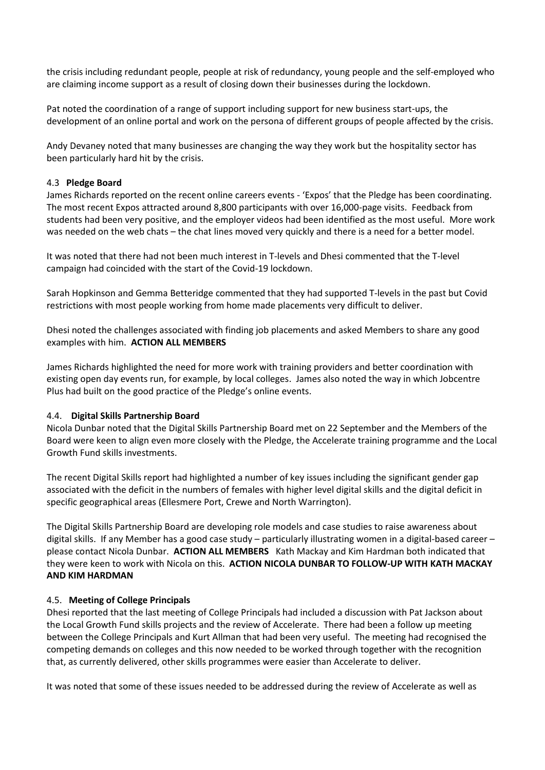the crisis including redundant people, people at risk of redundancy, young people and the self-employed who are claiming income support as a result of closing down their businesses during the lockdown.

Pat noted the coordination of a range of support including support for new business start-ups, the development of an online portal and work on the persona of different groups of people affected by the crisis.

Andy Devaney noted that many businesses are changing the way they work but the hospitality sector has been particularly hard hit by the crisis.

### 4.3 Pledge Board

James Richards reported on the recent online careers events - 'Expos' that the Pledge has been coordinating. The most recent Expos attracted around 8,800 participants with over 16,000-page visits. Feedback from students had been very positive, and the employer videos had been identified as the most useful. More work was needed on the web chats – the chat lines moved very quickly and there is a need for a better model.

It was noted that there had not been much interest in T-levels and Dhesi commented that the T-level campaign had coincided with the start of the Covid-19 lockdown.

Sarah Hopkinson and Gemma Betteridge commented that they had supported T-levels in the past but Covid restrictions with most people working from home made placements very difficult to deliver.

Dhesi noted the challenges associated with finding job placements and asked Members to share any good examples with him. **ACTION ALL MEMBERS**

James Richards highlighted the need for more work with training providers and better coordination with existing open day events run, for example, by local colleges. James also noted the way in which Jobcentre Plus had built on the good practice of the Pledge's online events.

### 4.4. Digital Skills Partnership Board

Nicola Dunbar noted that the Digital Skills Partnership Board met on 22 September and the Members of the Board were keen to align even more closely with the Pledge, the Accelerate training programme and the Local Growth Fund skills investments.

The recent Digital Skills report had highlighted a number of key issues including the significant gender gap associated with the deficit in the numbers of females with higher level digital skills and the digital deficit in specific geographical areas (Ellesmere Port, Crewe and North Warrington).

The Digital Skills Partnership Board are developing role models and case studies to raise awareness about digital skills. If any Member has a good case study – particularly illustrating women in a digital-based career – please contact Nicola Dunbar. **ACTION ALL MEMBERS** Kath Mackay and Kim Hardman both indicated that they were keen to work with Nicola on this. **ACTION NICOLA DUNBAR TO FOLLOW-UP WITH KATH MACKAY AND KIM HARDMAN**

### 4.5. Meeting of College Principals

Dhesi reported that the last meeting of College Principals had included a discussion with Pat Jackson about the Local Growth Fund skills projects and the review of Accelerate. There had been a follow up meeting between the College Principals and Kurt Allman that had been very useful. The meeting had recognised the competing demands on colleges and this now needed to be worked through together with the recognition that, as currently delivered, other skills programmes were easier than Accelerate to deliver.

It was noted that some of these issues needed to be addressed during the review of Accelerate as well as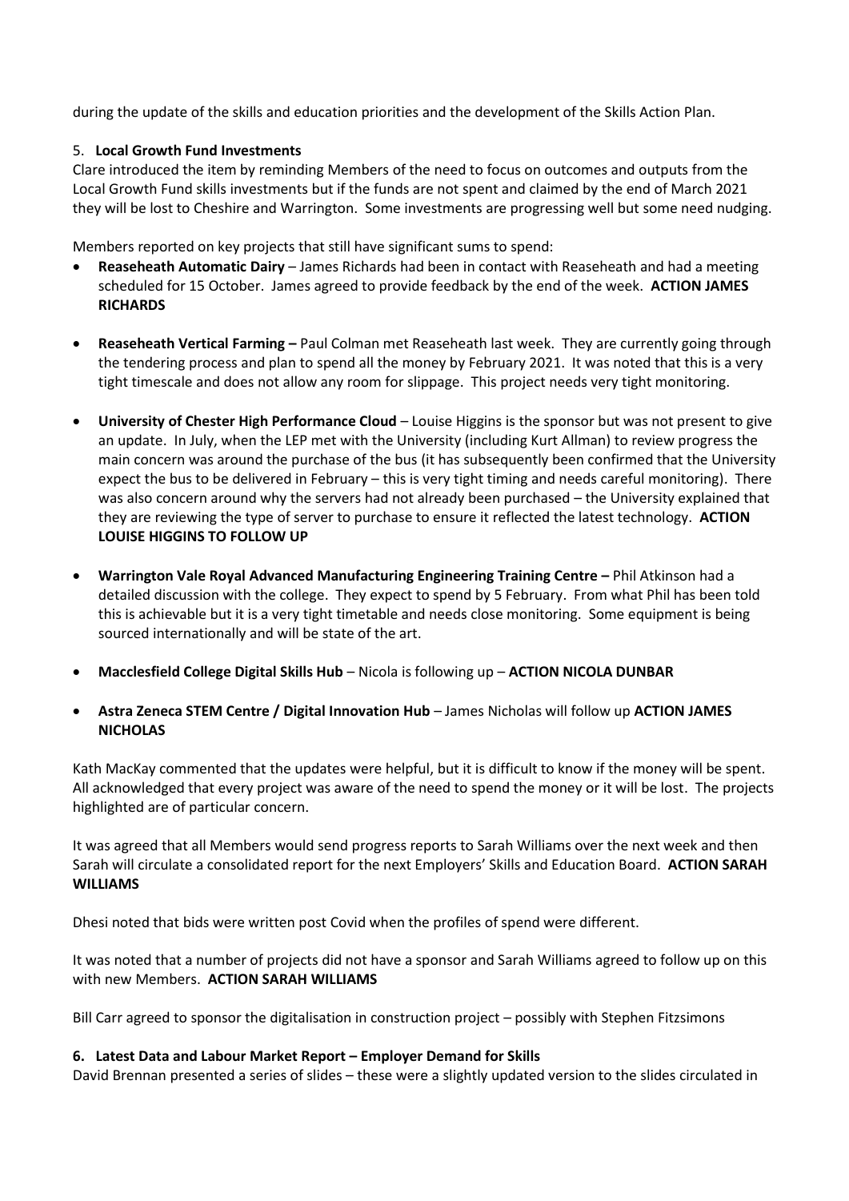during the update of the skills and education priorities and the development of the Skills Action Plan.

5. **Local Growth Fund Investments**

Clare introduced the item by reminding Members of the need to focus on outcomes and outputs from the Local Growth Fund skills investments but if the funds are not spent and claimed by the end of March 2021 they will be lost to Cheshire and Warrington. Some investments are progressing well but some need nudging.

Members reported on key projects that still have significant sums to spend:

- **Reaseheath Automatic Dairy** – James Richards had been in contact with Reaseheath and had a meeting scheduled for 15 October. James agreed to provide feedback by the end of the week. **ACTION JAMES RICHARDS**

- **Reaseheath Vertical Farming –** Paul Colman met Reaseheath last week. They are currently going through the tendering process and plan to spend all the money by February 2021. It was noted that this is a very tight timescale and does not allow any room for slippage. This project needs very tight monitoring.

- **University of Chester High Performance Cloud** – Louise Higgins is the sponsor but was not present to give an update. In July, when the LEP met with the University (including Kurt Allman) to review progress the main concern was around the purchase of the bus (it has subsequently been confirmed that the University expect the bus to be delivered in February – this is very tight timing and needs careful monitoring). There was also concern around why the servers had not already been purchased – the University explained that they are reviewing the type of server to purchase to ensure it reflected the latest technology. **ACTION LOUISE HIGGINS TO FOLLOW UP**

- **Warrington Vale Royal Advanced Manufacturing Engineering Training Centre –** Phil Atkinson had a detailed discussion with the college. They expect to spend by 5 February. From what Phil has been told this is achievable but it is a very tight timetable and needs close monitoring. Some equipment is being sourced internationally and will be state of the art.

- **Macclesfield College Digital Skills Hub** – Nicola is following up – **ACTION NICOLA DUNBAR**

- **Astra Zeneca STEM Centre / Digital Innovation Hub** – James Nicholas will follow up **ACTION JAMES NICHOLAS**

Kath MacKay commented that the updates were helpful, but it is difficult to know if the money will be spent. All acknowledged that every project was aware of the need to spend the money or it will be lost. The projects highlighted are of particular concern.

It was agreed that all Members would send progress reports to Sarah Williams over the next week and then Sarah will circulate a consolidated report for the next Employers' Skills and Education Board. **ACTION SARAH WILLIAMS**

Dhesi noted that bids were written post Covid when the profiles of spend were different.

It was noted that a number of projects did not have a sponsor and Sarah Williams agreed to follow up on this with new Members. **ACTION SARAH WILLIAMS**

Bill Carr agreed to sponsor the digitalisation in construction project – possibly with Stephen Fitzsimons

**6. Latest Data and Labour Market Report – Employer Demand for Skills**

David Brennan presented a series of slides – these were a slightly updated version to the slides circulated in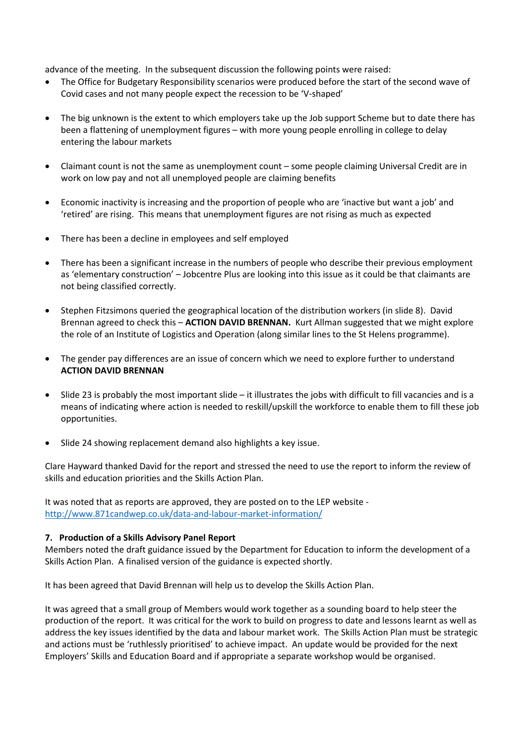advance of the meeting. In the subsequent discussion the following points were raised:

- The Office for Budgetary Responsibility scenarios were produced before the start of the second wave of Covid cases and not many people expect the recession to be 'V-shaped'
- The big unknown is the extent to which employers take up the Job support Scheme but to date there has been a flattening of unemployment figures – with more young people enrolling in college to delay entering the labour markets
- Claimant count is not the same as unemployment count – some people claiming Universal Credit are in work on low pay and not all unemployed people are claiming benefits
- Economic inactivity is increasing and the proportion of people who are 'inactive but want a job' and 'retired' are rising. This means that unemployment figures are not rising as much as expected
- There has been a decline in employees and self employed
- There has been a significant increase in the numbers of people who describe their previous employment as 'elementary construction' – Jobcentre Plus are looking into this issue as it could be that claimants are not being classified correctly.
- Stephen Fitzsimons queried the geographical location of the distribution workers (in slide 8). David Brennan agreed to check this – **ACTION DAVID BRENNAN.** Kurt Allman suggested that we might explore the role of an Institute of Logistics and Operation (along similar lines to the St Helens programme).
- The gender pay differences are an issue of concern which we need to explore further to understand **ACTION DAVID BRENNAN**
- Slide 23 is probably the most important slide – it illustrates the jobs with difficult to fill vacancies and is a means of indicating where action is needed to reskill/upskill the workforce to enable them to fill these job opportunities.
- Slide 24 showing replacement demand also highlights a key issue.

Clare Hayward thanked David for the report and stressed the need to use the report to inform the review of skills and education priorities and the Skills Action Plan.

It was noted that as reports are approved, they are posted on to the LEP website - http://www.871candwep.co.uk/data-and-labour-market-information/

**7. Production of a Skills Advisory Panel Report**

Members noted the draft guidance issued by the Department for Education to inform the development of a Skills Action Plan. A finalised version of the guidance is expected shortly.

It has been agreed that David Brennan will help us to develop the Skills Action Plan.

It was agreed that a small group of Members would work together as a sounding board to help steer the production of the report. It was critical for the work to build on progress to date and lessons learnt as well as address the key issues identified by the data and labour market work. The Skills Action Plan must be strategic and actions must be 'ruthlessly prioritised' to achieve impact. An update would be provided for the next Employers' Skills and Education Board and if appropriate a separate workshop would be organised.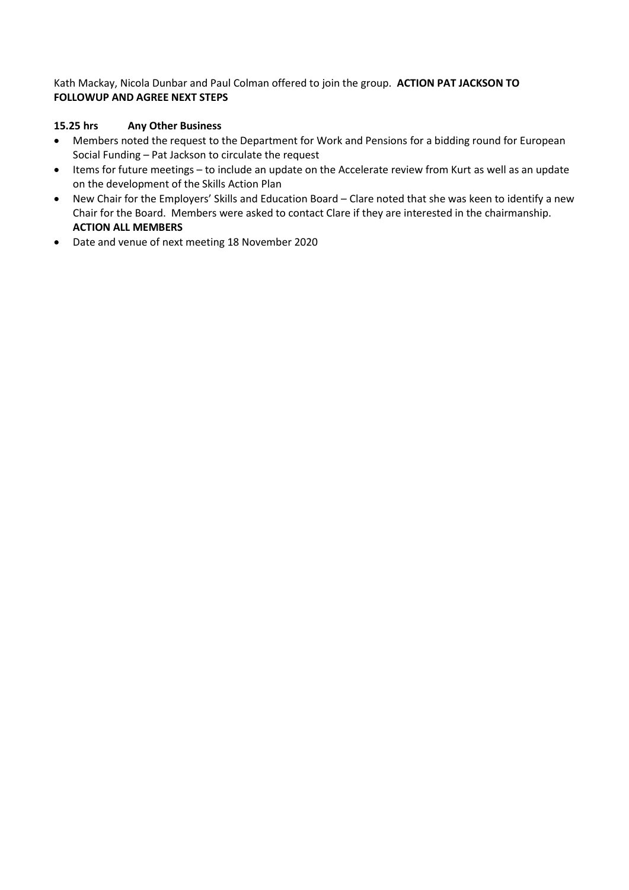Kath Mackay, Nicola Dunbar and Paul Colman offered to join the group. **ACTION PAT JACKSON TO FOLLOWUP AND AGREE NEXT STEPS**

**15.25 hrs Any Other Business**

- Members noted the request to the Department for Work and Pensions for a bidding round for European Social Funding – Pat Jackson to circulate the request
- Items for future meetings – to include an update on the Accelerate review from Kurt as well as an update on the development of the Skills Action Plan
- New Chair for the Employers' Skills and Education Board – Clare noted that she was keen to identify a new Chair for the Board. Members were asked to contact Clare if they are interested in the chairmanship. **ACTION ALL MEMBERS**
- Date and venue of next meeting 18 November 2020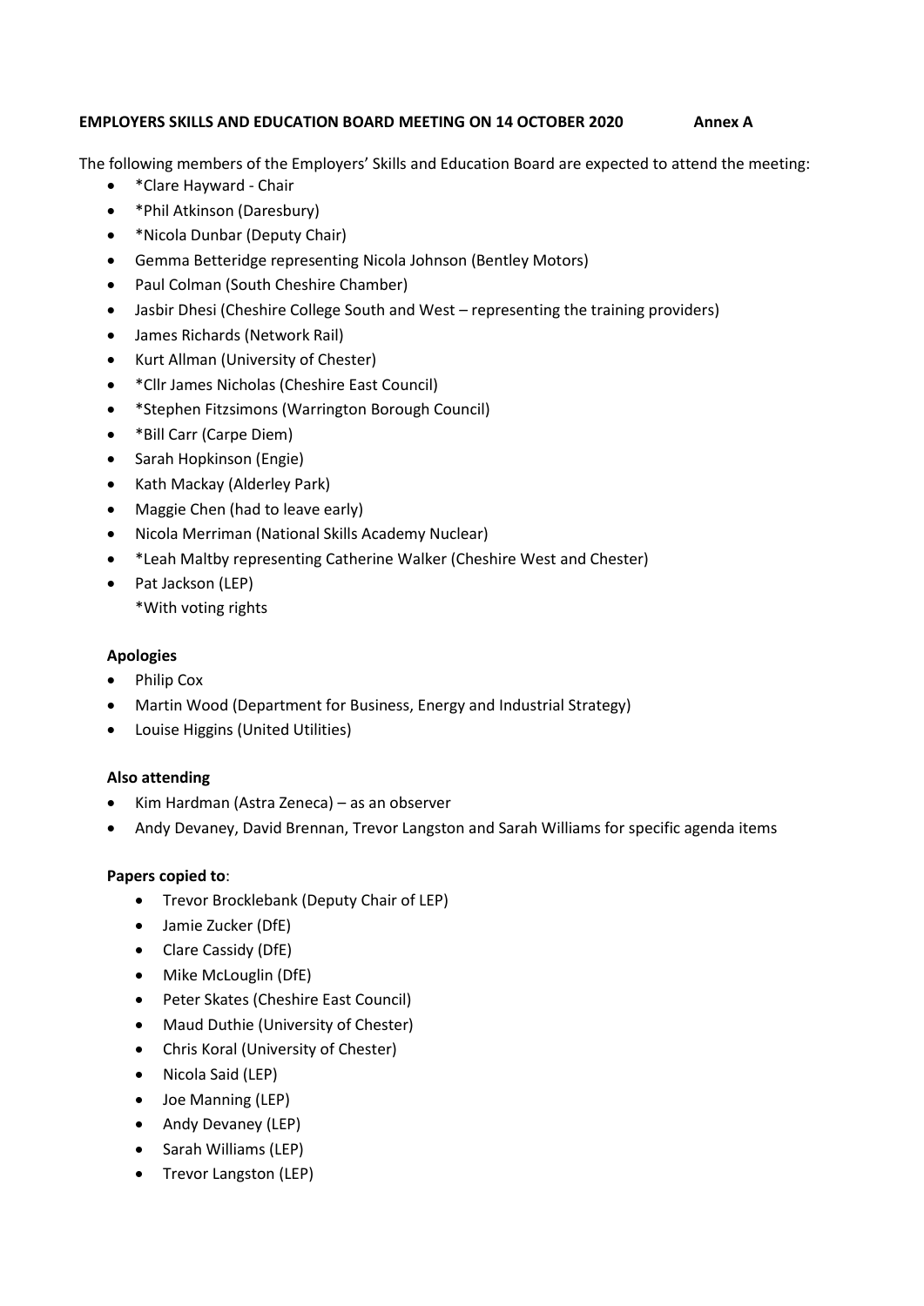**EMPLOYERS SKILLS AND EDUCATION BOARD MEETING ON 14 OCTOBER 2020 Annex A**

The following members of the Employers' Skills and Education Board are expected to attend the meeting:

- *Clare Hayward - Chair
- *Phil Atkinson (Daresbury)
- *Nicola Dunbar (Deputy Chair)
- Gemma Betteridge representing Nicola Johnson (Bentley Motors)
- Paul Colman (South Cheshire Chamber)
- Jasbir Dhesi (Cheshire College South and West – representing the training providers)
- James Richards (Network Rail)
- Kurt Allman (University of Chester)
- *Cllr James Nicholas (Cheshire East Council)
- *Stephen Fitzsimons (Warrington Borough Council)
- *Bill Carr (Carpe Diem)
- Sarah Hopkinson (Engie)
- Kath Mackay (Alderley Park)
- Maggie Chen (had to leave early)
- Nicola Merriman (National Skills Academy Nuclear)
- *Leah Maltby representing Catherine Walker (Cheshire West and Chester)
- Pat Jackson (LEP)

*With voting rights

**Apologies**

- Philip Cox
- Martin Wood (Department for Business, Energy and Industrial Strategy)
- Louise Higgins (United Utilities)

**Also attending**

- Kim Hardman (Astra Zeneca) – as an observer
- Andy Devaney, David Brennan, Trevor Langston and Sarah Williams for specific agenda items

**Papers copied to**:

- Trevor Brocklebank (Deputy Chair of LEP)
- Jamie Zucker (DfE)
- Clare Cassidy (DfE)
- Mike McLouglin (DfE)
- Peter Skates (Cheshire East Council)
- Maud Duthie (University of Chester)
- Chris Koral (University of Chester)
- Nicola Said (LEP)
- Joe Manning (LEP)
- Andy Devaney (LEP)
- Sarah Williams (LEP)
- Trevor Langston (LEP)